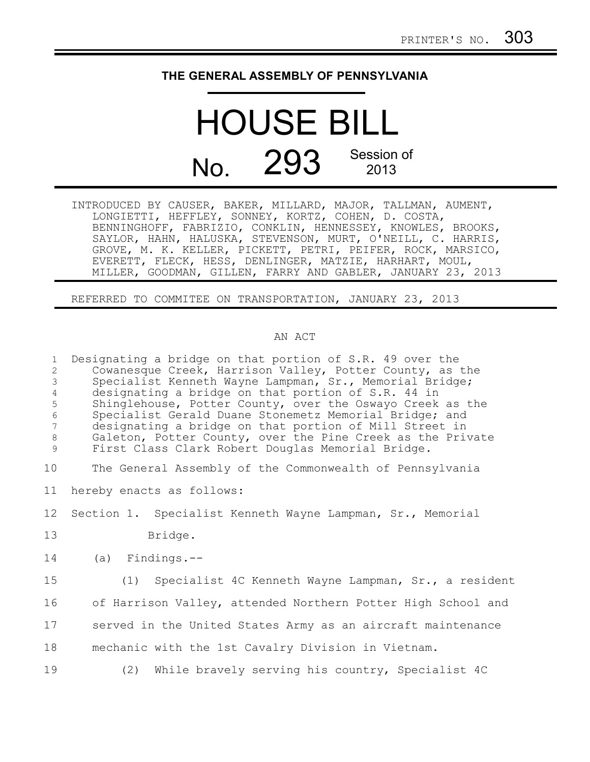PRINTER'S NO. 303

# THE GENERAL ASSEMBLY OF PENNSYLVANIA

# HOUSE BILL

## No. 293 Session of 2013

INTRODUCED BY CAUSER, BAKER, MILLARD, MAJOR, TALLMAN, AUMENT, LONGIETTI, HEFFLEY, SONNEY, KORTZ, COHEN, D. COSTA, BENNINGHOFF, FABRIZIO, CONKLIN, HENNESSEY, KNOWLES, BROOKS, SAYLOR, HAHN, HALUSKA, STEVENSON, MURT, O'NEILL, C. HARRIS, GROVE, M. K. KELLER, PICKETT, PETRI, PEIFER, ROCK, MARSICO, EVERETT, FLECK, HESS, DENLINGER, MATZIE, HARHART, MOUL, MILLER, GOODMAN, GILLEN, FARRY AND GABLER, JANUARY 23, 2013

REFERRED TO COMMITEE ON TRANSPORTATION, JANUARY 23, 2013

AN ACT

1 Designating a bridge on that portion of S.R. 49 over the
2 Cowanesque Creek, Harrison Valley, Potter County, as the
3 Specialist Kenneth Wayne Lampman, Sr., Memorial Bridge;
4 designating a bridge on that portion of S.R. 44 in
5 Shinglehouse, Potter County, over the Oswayo Creek as the
6 Specialist Gerald Duane Stonemetz Memorial Bridge; and
7 designating a bridge on that portion of Mill Street in
8 Galeton, Potter County, over the Pine Creek as the Private
9 First Class Clark Robert Douglas Memorial Bridge.

10 The General Assembly of the Commonwealth of Pennsylvania
11 hereby enacts as follows:

12 Section 1. Specialist Kenneth Wayne Lampman, Sr., Memorial
13 Bridge.

14 (a) Findings.--

15 (1) Specialist 4C Kenneth Wayne Lampman, Sr., a resident
16 of Harrison Valley, attended Northern Potter High School and
17 served in the United States Army as an aircraft maintenance
18 mechanic with the 1st Cavalry Division in Vietnam.

19 (2) While bravely serving his country, Specialist 4C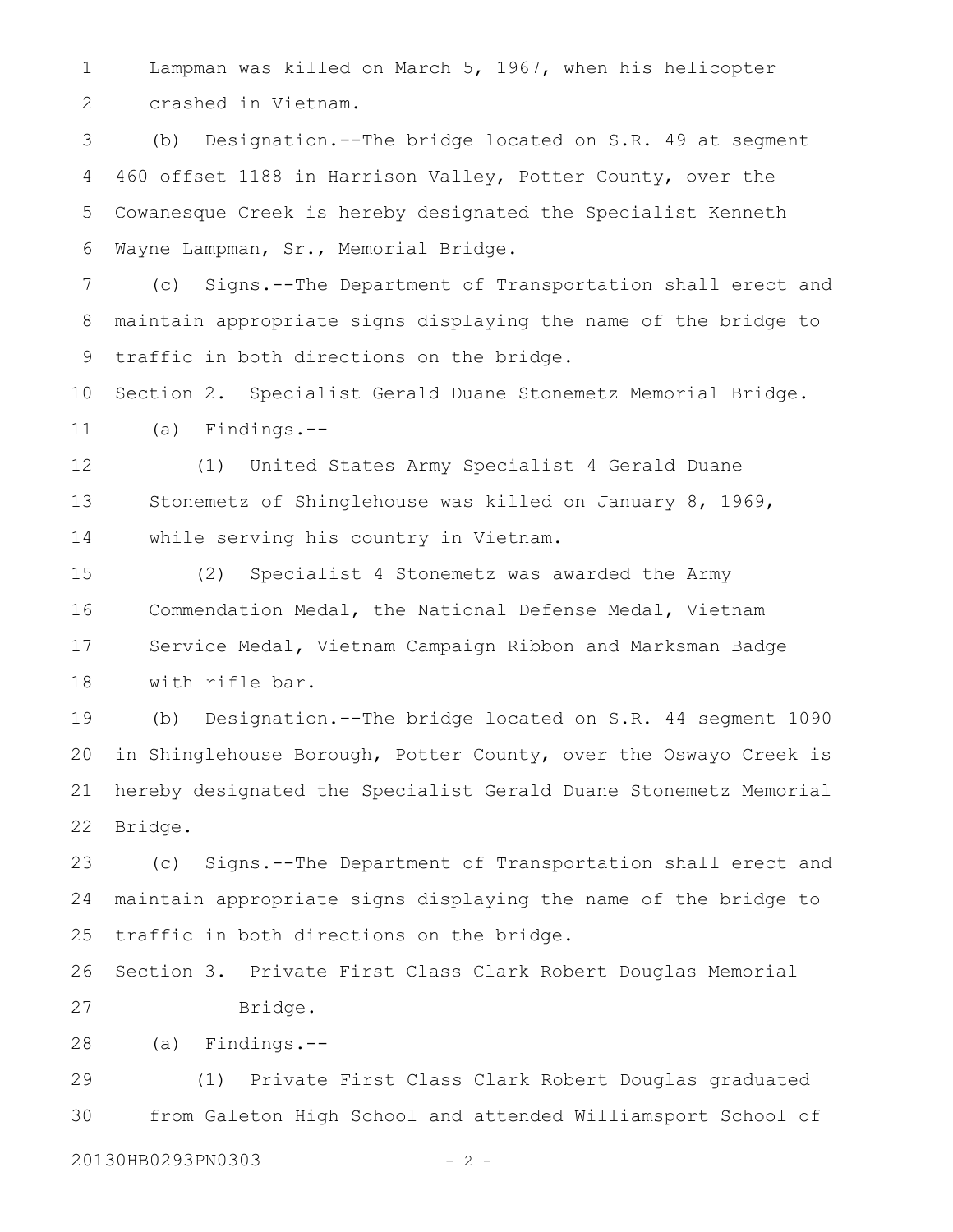Lampman was killed on March 5, 1967, when his helicopter crashed in Vietnam.

(b) Designation.--The bridge located on S.R. 49 at segment 460 offset 1188 in Harrison Valley, Potter County, over the Cowanesque Creek is hereby designated the Specialist Kenneth Wayne Lampman, Sr., Memorial Bridge.

(c) Signs.--The Department of Transportation shall erect and maintain appropriate signs displaying the name of the bridge to traffic in both directions on the bridge.

Section 2. Specialist Gerald Duane Stonemetz Memorial Bridge.

(a) Findings.--

(1) United States Army Specialist 4 Gerald Duane Stonemetz of Shinglehouse was killed on January 8, 1969, while serving his country in Vietnam.

(2) Specialist 4 Stonemetz was awarded the Army Commendation Medal, the National Defense Medal, Vietnam Service Medal, Vietnam Campaign Ribbon and Marksman Badge with rifle bar.

(b) Designation.--The bridge located on S.R. 44 segment 1090 in Shinglehouse Borough, Potter County, over the Oswayo Creek is hereby designated the Specialist Gerald Duane Stonemetz Memorial Bridge.

(c) Signs.--The Department of Transportation shall erect and maintain appropriate signs displaying the name of the bridge to traffic in both directions on the bridge.

Section 3. Private First Class Clark Robert Douglas Memorial Bridge.

(a) Findings.--

(1) Private First Class Clark Robert Douglas graduated from Galeton High School and attended Williamsport School of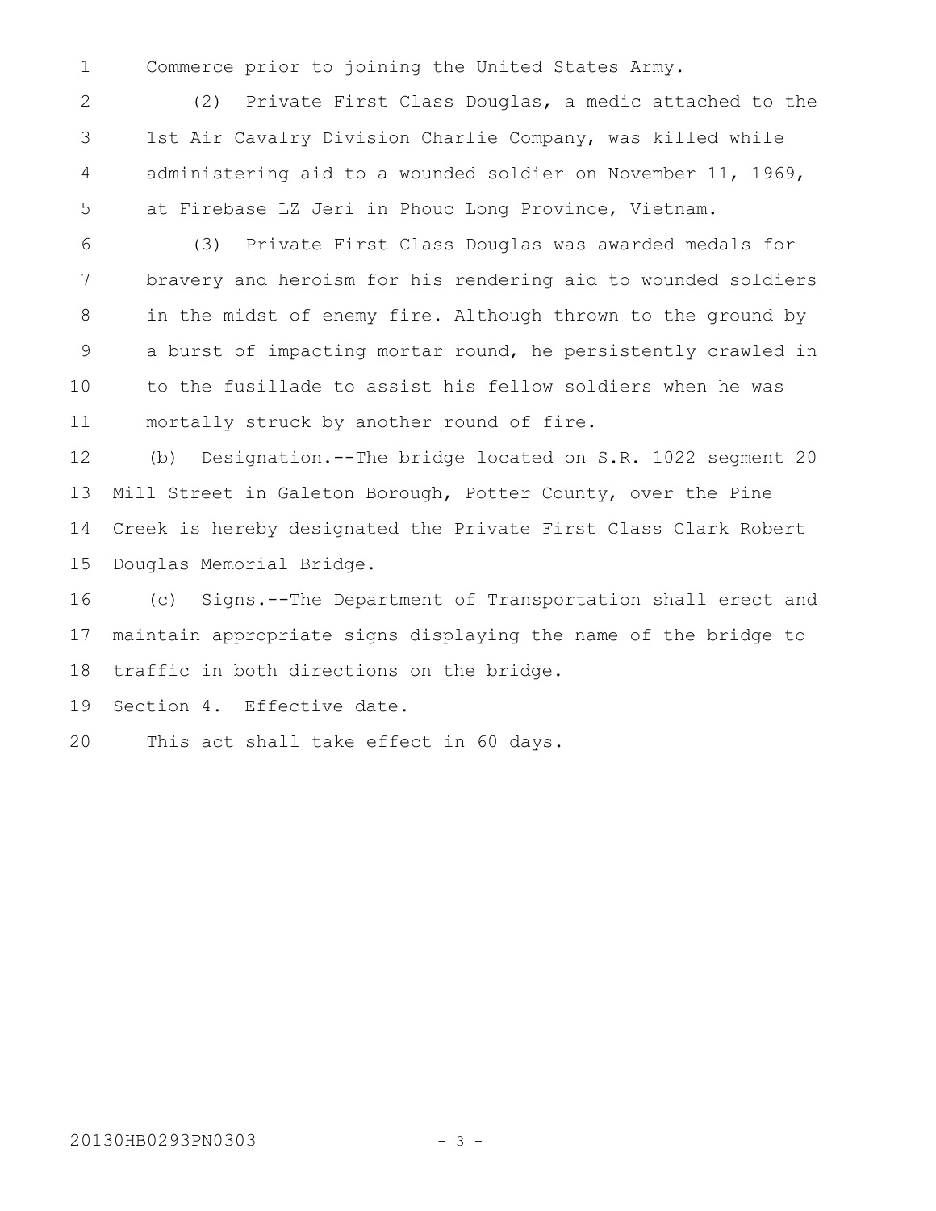Commerce prior to joining the United States Army.

(2) Private First Class Douglas, a medic attached to the 1st Air Cavalry Division Charlie Company, was killed while administering aid to a wounded soldier on November 11, 1969, at Firebase LZ Jeri in Phouc Long Province, Vietnam.

(3) Private First Class Douglas was awarded medals for bravery and heroism for his rendering aid to wounded soldiers in the midst of enemy fire. Although thrown to the ground by a burst of impacting mortar round, he persistently crawled in to the fusillade to assist his fellow soldiers when he was mortally struck by another round of fire.

(b) Designation.--The bridge located on S.R. 1022 segment 20 Mill Street in Galeton Borough, Potter County, over the Pine Creek is hereby designated the Private First Class Clark Robert Douglas Memorial Bridge.

(c) Signs.--The Department of Transportation shall erect and maintain appropriate signs displaying the name of the bridge to traffic in both directions on the bridge.

Section 4. Effective date.

This act shall take effect in 60 days.